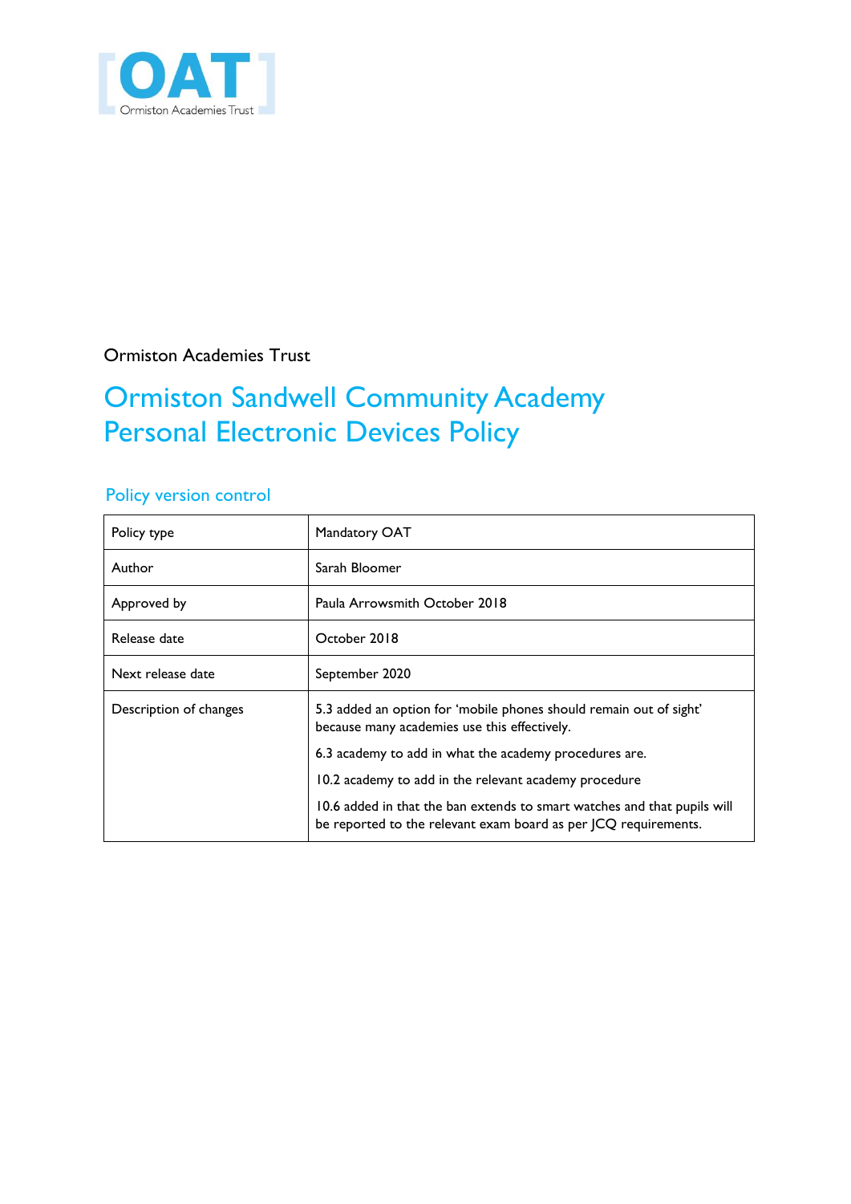Ormiston Academies Trust

# Ormiston Sandwell Community Academy Personal Electronic Devices Policy

## Policy version control

| Policy type | Mandatory OAT |
|---|---|
| Author | Sarah Bloomer |
| Approved by | Paula Arrowsmith October 2018 |
| Release date | October 2018 |
| Next release date | September 2020 |
| Description of changes | 5.3 added an option for 'mobile phones should remain out of sight' because many academies use this effectively.<br><br>6.3 academy to add in what the academy procedures are.<br><br>10.2 academy to add in the relevant academy procedure<br><br>10.6 added in that the ban extends to smart watches and that pupils will be reported to the relevant exam board as per JCQ requirements. |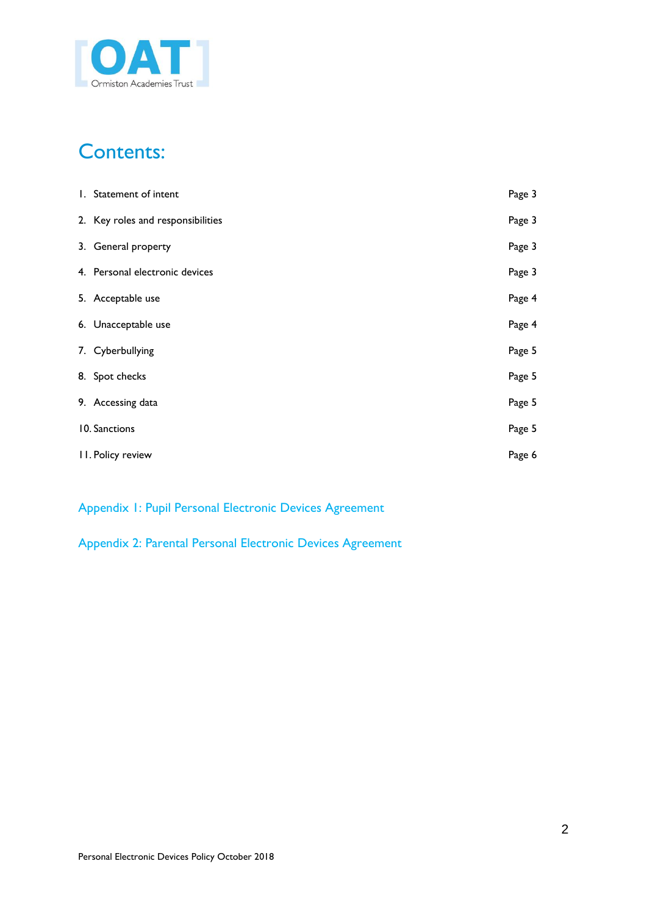# Contents:

| | |
|---|---|
| 1. Statement of intent | Page 3 |
| 2. Key roles and responsibilities | Page 3 |
| 3. General property | Page 3 |
| 4. Personal electronic devices | Page 3 |
| 5. Acceptable use | Page 4 |
| 6. Unacceptable use | Page 4 |
| 7. Cyberbullying | Page 5 |
| 8. Spot checks | Page 5 |
| 9. Accessing data | Page 5 |
| 10. Sanctions | Page 5 |
| 11. Policy review | Page 6 |

Appendix 1: Pupil Personal Electronic Devices Agreement

Appendix 2: Parental Personal Electronic Devices Agreement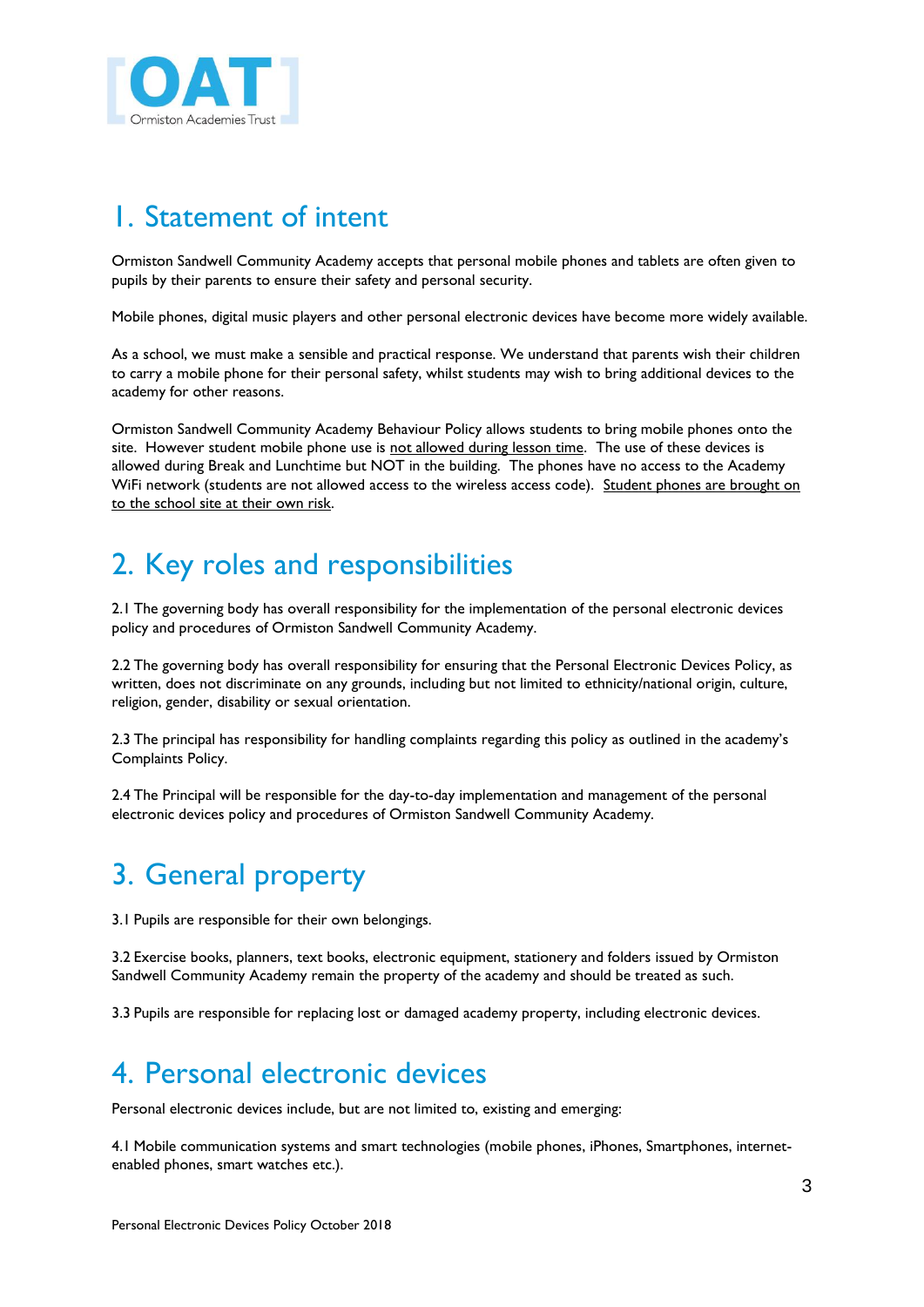# 1. Statement of intent

Ormiston Sandwell Community Academy accepts that personal mobile phones and tablets are often given to pupils by their parents to ensure their safety and personal security.

Mobile phones, digital music players and other personal electronic devices have become more widely available.

As a school, we must make a sensible and practical response. We understand that parents wish their children to carry a mobile phone for their personal safety, whilst students may wish to bring additional devices to the academy for other reasons.

Ormiston Sandwell Community Academy Behaviour Policy allows students to bring mobile phones onto the site. However student mobile phone use is <u>not allowed during lesson time</u>. The use of these devices is allowed during Break and Lunchtime but NOT in the building. The phones have no access to the Academy WiFi network (students are not allowed access to the wireless access code). <u>Student phones are brought on to the school site at their own risk</u>.

# 2. Key roles and responsibilities

2.1 The governing body has overall responsibility for the implementation of the personal electronic devices policy and procedures of Ormiston Sandwell Community Academy.

2.2 The governing body has overall responsibility for ensuring that the Personal Electronic Devices Policy, as written, does not discriminate on any grounds, including but not limited to ethnicity/national origin, culture, religion, gender, disability or sexual orientation.

2.3 The principal has responsibility for handling complaints regarding this policy as outlined in the academy's Complaints Policy.

2.4 The Principal will be responsible for the day-to-day implementation and management of the personal electronic devices policy and procedures of Ormiston Sandwell Community Academy.

# 3. General property

3.1 Pupils are responsible for their own belongings.

3.2 Exercise books, planners, text books, electronic equipment, stationery and folders issued by Ormiston Sandwell Community Academy remain the property of the academy and should be treated as such.

3.3 Pupils are responsible for replacing lost or damaged academy property, including electronic devices.

# 4. Personal electronic devices

Personal electronic devices include, but are not limited to, existing and emerging:

4.1 Mobile communication systems and smart technologies (mobile phones, iPhones, Smartphones, internet-enabled phones, smart watches etc.).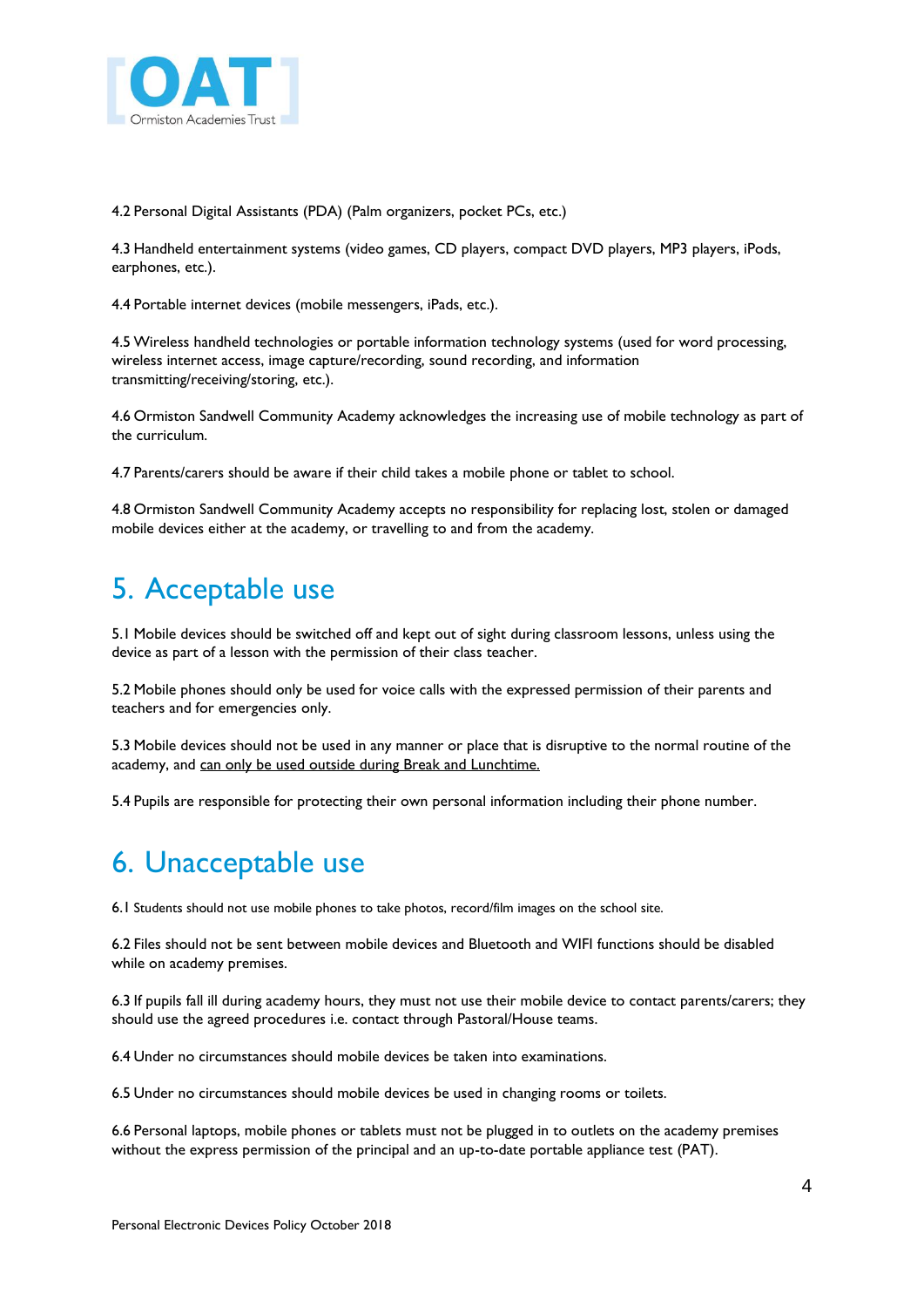4.2 Personal Digital Assistants (PDA) (Palm organizers, pocket PCs, etc.)

4.3 Handheld entertainment systems (video games, CD players, compact DVD players, MP3 players, iPods, earphones, etc.).

4.4 Portable internet devices (mobile messengers, iPads, etc.).

4.5 Wireless handheld technologies or portable information technology systems (used for word processing, wireless internet access, image capture/recording, sound recording, and information transmitting/receiving/storing, etc.).

4.6 Ormiston Sandwell Community Academy acknowledges the increasing use of mobile technology as part of the curriculum.

4.7 Parents/carers should be aware if their child takes a mobile phone or tablet to school.

4.8 Ormiston Sandwell Community Academy accepts no responsibility for replacing lost, stolen or damaged mobile devices either at the academy, or travelling to and from the academy.

# 5. Acceptable use

5.1 Mobile devices should be switched off and kept out of sight during classroom lessons, unless using the device as part of a lesson with the permission of their class teacher.

5.2 Mobile phones should only be used for voice calls with the expressed permission of their parents and teachers and for emergencies only.

5.3 Mobile devices should not be used in any manner or place that is disruptive to the normal routine of the academy, and <u>can only be used outside during Break and Lunchtime.</u>

5.4 Pupils are responsible for protecting their own personal information including their phone number.

# 6. Unacceptable use

6.1 Students should not use mobile phones to take photos, record/film images on the school site.

6.2 Files should not be sent between mobile devices and Bluetooth and WIFI functions should be disabled while on academy premises.

6.3 If pupils fall ill during academy hours, they must not use their mobile device to contact parents/carers; they should use the agreed procedures i.e. contact through Pastoral/House teams.

6.4 Under no circumstances should mobile devices be taken into examinations.

6.5 Under no circumstances should mobile devices be used in changing rooms or toilets.

6.6 Personal laptops, mobile phones or tablets must not be plugged in to outlets on the academy premises without the express permission of the principal and an up-to-date portable appliance test (PAT).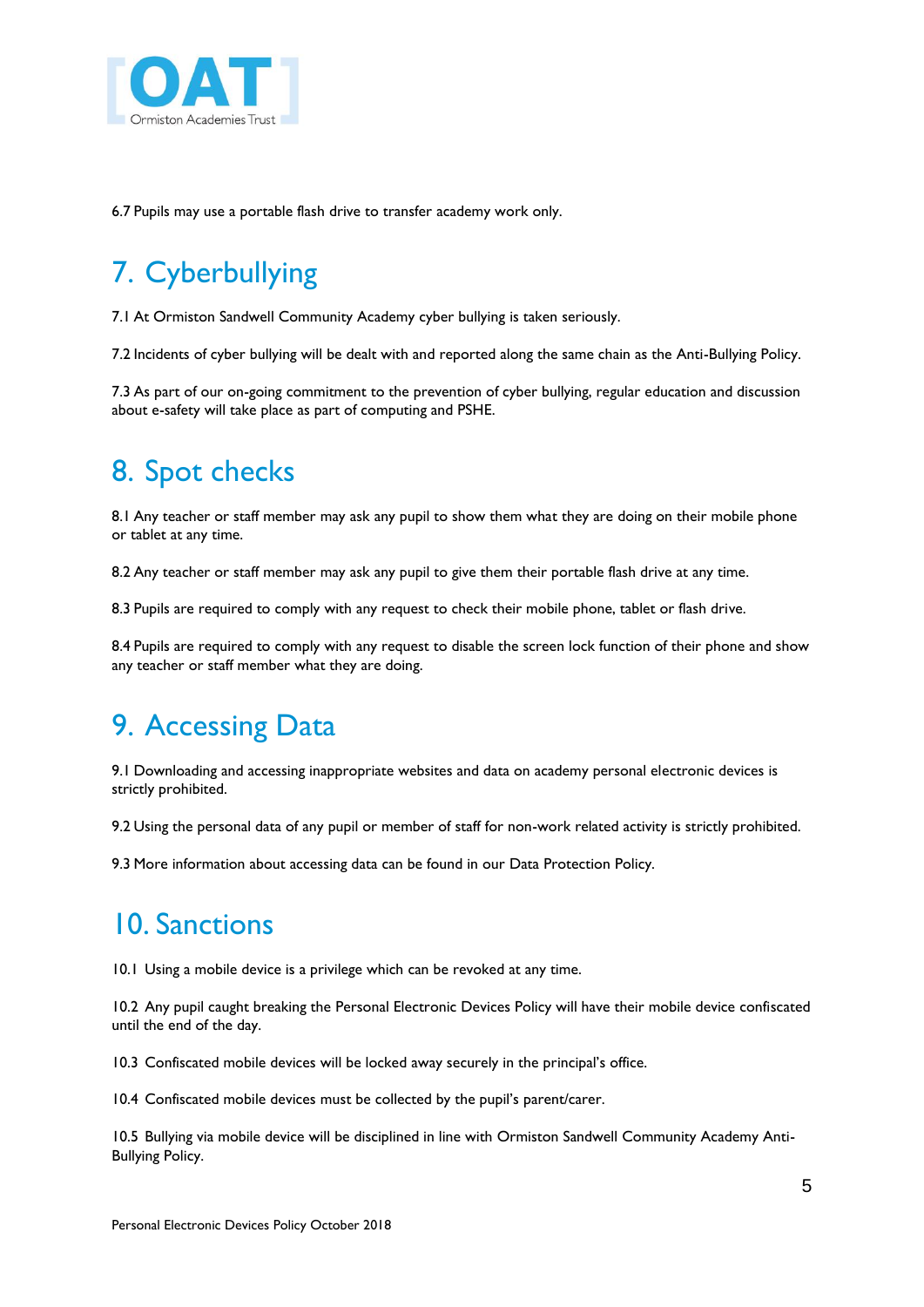6.7 Pupils may use a portable flash drive to transfer academy work only.

## 7. Cyberbullying

7.1 At Ormiston Sandwell Community Academy cyber bullying is taken seriously.

7.2 Incidents of cyber bullying will be dealt with and reported along the same chain as the Anti-Bullying Policy.

7.3 As part of our on-going commitment to the prevention of cyber bullying, regular education and discussion about e-safety will take place as part of computing and PSHE.

## 8. Spot checks

8.1 Any teacher or staff member may ask any pupil to show them what they are doing on their mobile phone or tablet at any time.

8.2 Any teacher or staff member may ask any pupil to give them their portable flash drive at any time.

8.3 Pupils are required to comply with any request to check their mobile phone, tablet or flash drive.

8.4 Pupils are required to comply with any request to disable the screen lock function of their phone and show any teacher or staff member what they are doing.

## 9. Accessing Data

9.1 Downloading and accessing inappropriate websites and data on academy personal electronic devices is strictly prohibited.

9.2 Using the personal data of any pupil or member of staff for non-work related activity is strictly prohibited.

9.3 More information about accessing data can be found in our Data Protection Policy.

## 10. Sanctions

10.1 Using a mobile device is a privilege which can be revoked at any time.

10.2 Any pupil caught breaking the Personal Electronic Devices Policy will have their mobile device confiscated until the end of the day.

10.3 Confiscated mobile devices will be locked away securely in the principal's office.

10.4 Confiscated mobile devices must be collected by the pupil's parent/carer.

10.5 Bullying via mobile device will be disciplined in line with Ormiston Sandwell Community Academy Anti-Bullying Policy.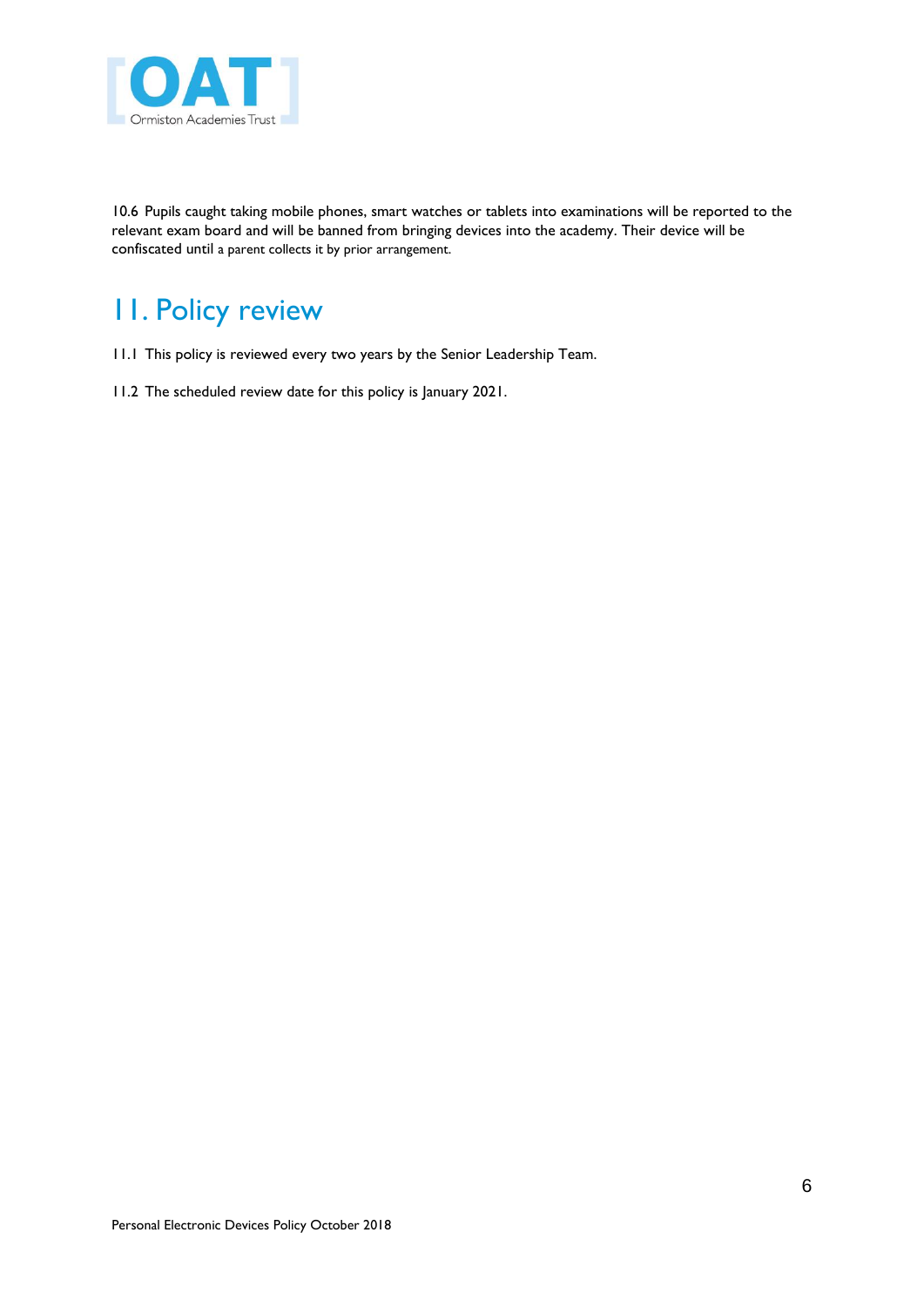10.6 Pupils caught taking mobile phones, smart watches or tablets into examinations will be reported to the relevant exam board and will be banned from bringing devices into the academy. Their device will be confiscated until a parent collects it by prior arrangement.

# 11. Policy review

11.1 This policy is reviewed every two years by the Senior Leadership Team.

11.2 The scheduled review date for this policy is January 2021.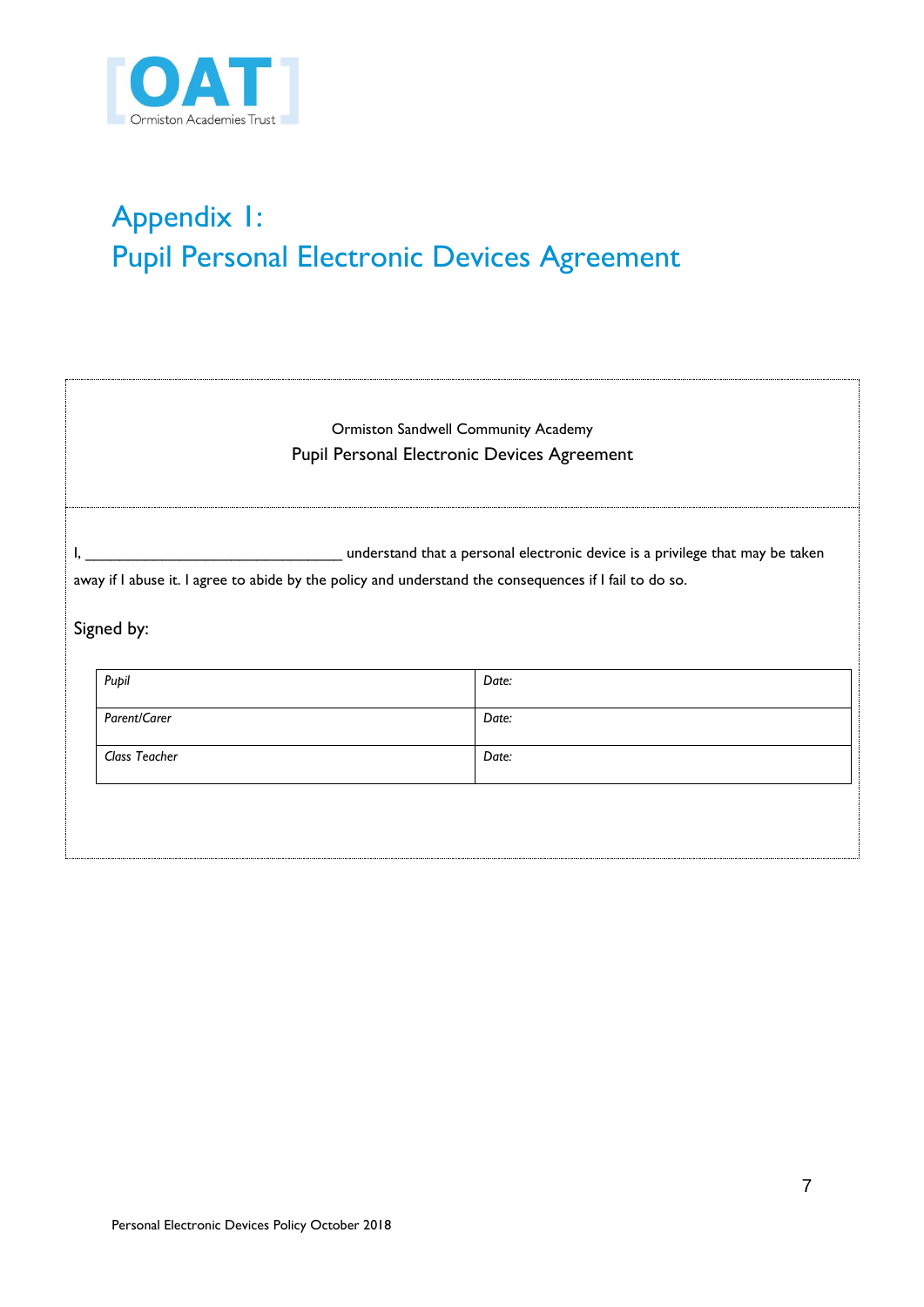# Appendix 1:
# Pupil Personal Electronic Devices Agreement

Ormiston Sandwell Community Academy

Pupil Personal Electronic Devices Agreement

I, ________________________________ understand that a personal electronic device is a privilege that may be taken away if I abuse it. I agree to abide by the policy and understand the consequences if I fail to do so.

Signed by:

| | |
|---|---|
| *Pupil* | *Date:* |
| *Parent/Carer* | *Date:* |
| *Class Teacher* | *Date:* |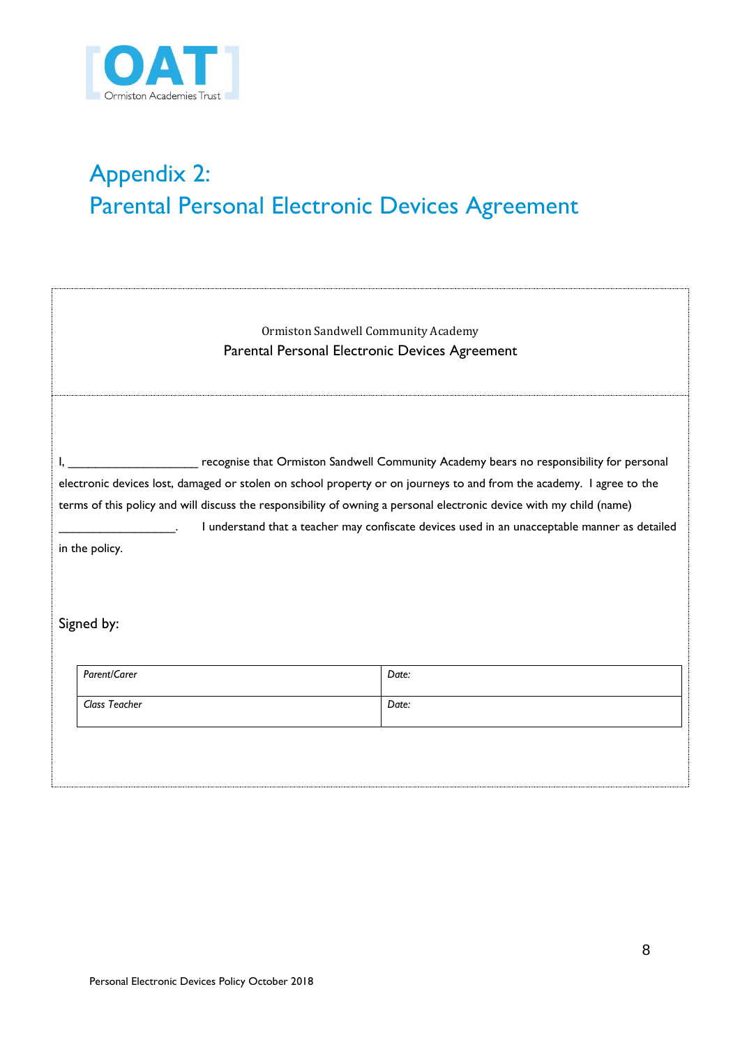# Appendix 2:
# Parental Personal Electronic Devices Agreement

Ormiston Sandwell Community Academy

Parental Personal Electronic Devices Agreement

I, ____________________ recognise that Ormiston Sandwell Community Academy bears no responsibility for personal electronic devices lost, damaged or stolen on school property or on journeys to and from the academy. I agree to the terms of this policy and will discuss the responsibility of owning a personal electronic device with my child (name) __________________. I understand that a teacher may confiscate devices used in an unacceptable manner as detailed in the policy.

Signed by:

| | |
|---|---|
| *Parent/Carer* | *Date:* |
| *Class Teacher* | *Date:* |